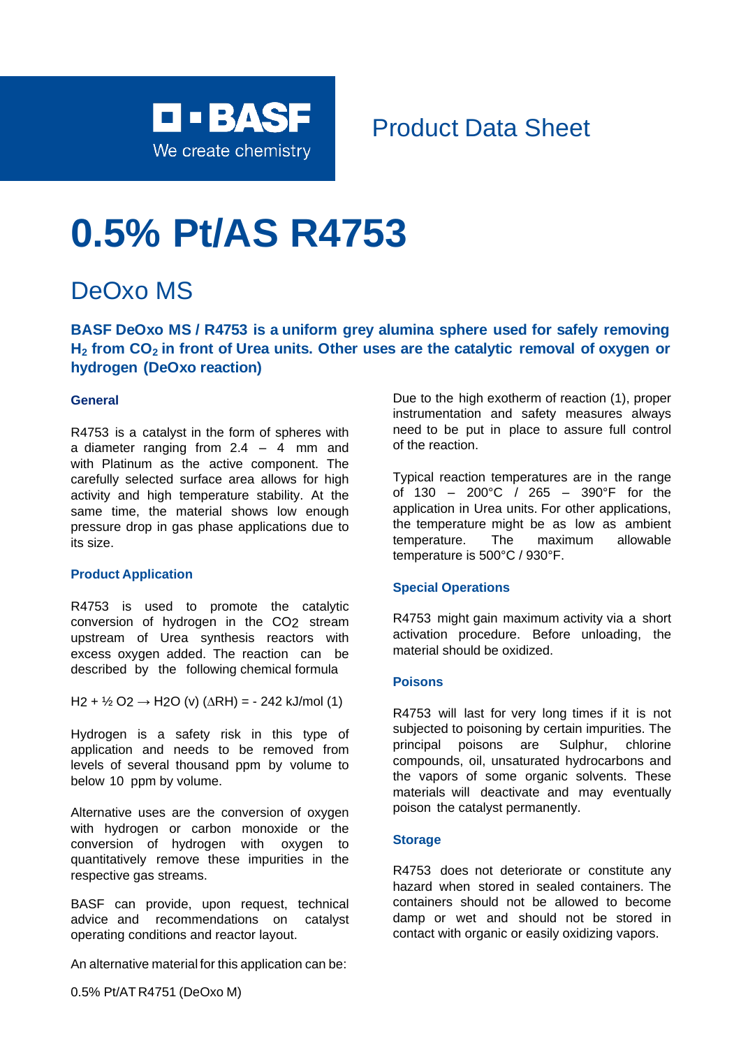BASF
We create chemistry

Product Data Sheet

# 0.5% Pt/AS R4753

## DeOxo MS

**BASF DeOxo MS / R4753 is a uniform grey alumina sphere used for safely removing $H_2$ from $CO_2$ in front of Urea units. Other uses are the catalytic removal of oxygen or hydrogen (DeOxo reaction)**

### General

R4753 is a catalyst in the form of spheres with a diameter ranging from 2.4 – 4 mm and with Platinum as the active component. The carefully selected surface area allows for high activity and high temperature stability. At the same time, the material shows low enough pressure drop in gas phase applications due to its size.

### Product Application

R4753 is used to promote the catalytic conversion of hydrogen in the $CO_2$ stream upstream of Urea synthesis reactors with excess oxygen added. The reaction can be described by the following chemical formula

$H_2 + ½ O_2 \rightarrow H_2O$ (v) ($\Delta$RH) = - 242 kJ/mol (1)

Hydrogen is a safety risk in this type of application and needs to be removed from levels of several thousand ppm by volume to below 10 ppm by volume.

Alternative uses are the conversion of oxygen with hydrogen or carbon monoxide or the conversion of hydrogen with oxygen to quantitatively remove these impurities in the respective gas streams.

BASF can provide, upon request, technical advice and recommendations on catalyst operating conditions and reactor layout.

An alternative material for this application can be:

0.5% Pt/AT R4751 (DeOxo M)

Due to the high exotherm of reaction (1), proper instrumentation and safety measures always need to be put in place to assure full control of the reaction.

Typical reaction temperatures are in the range of 130 – 200°C / 265 – 390°F for the application in Urea units. For other applications, the temperature might be as low as ambient temperature. The maximum allowable temperature is 500°C / 930°F.

### Special Operations

R4753 might gain maximum activity via a short activation procedure. Before unloading, the material should be oxidized.

### Poisons

R4753 will last for very long times if it is not subjected to poisoning by certain impurities. The principal poisons are Sulphur, chlorine compounds, oil, unsaturated hydrocarbons and the vapors of some organic solvents. These materials will deactivate and may eventually poison the catalyst permanently.

### Storage

R4753 does not deteriorate or constitute any hazard when stored in sealed containers. The containers should not be allowed to become damp or wet and should not be stored in contact with organic or easily oxidizing vapors.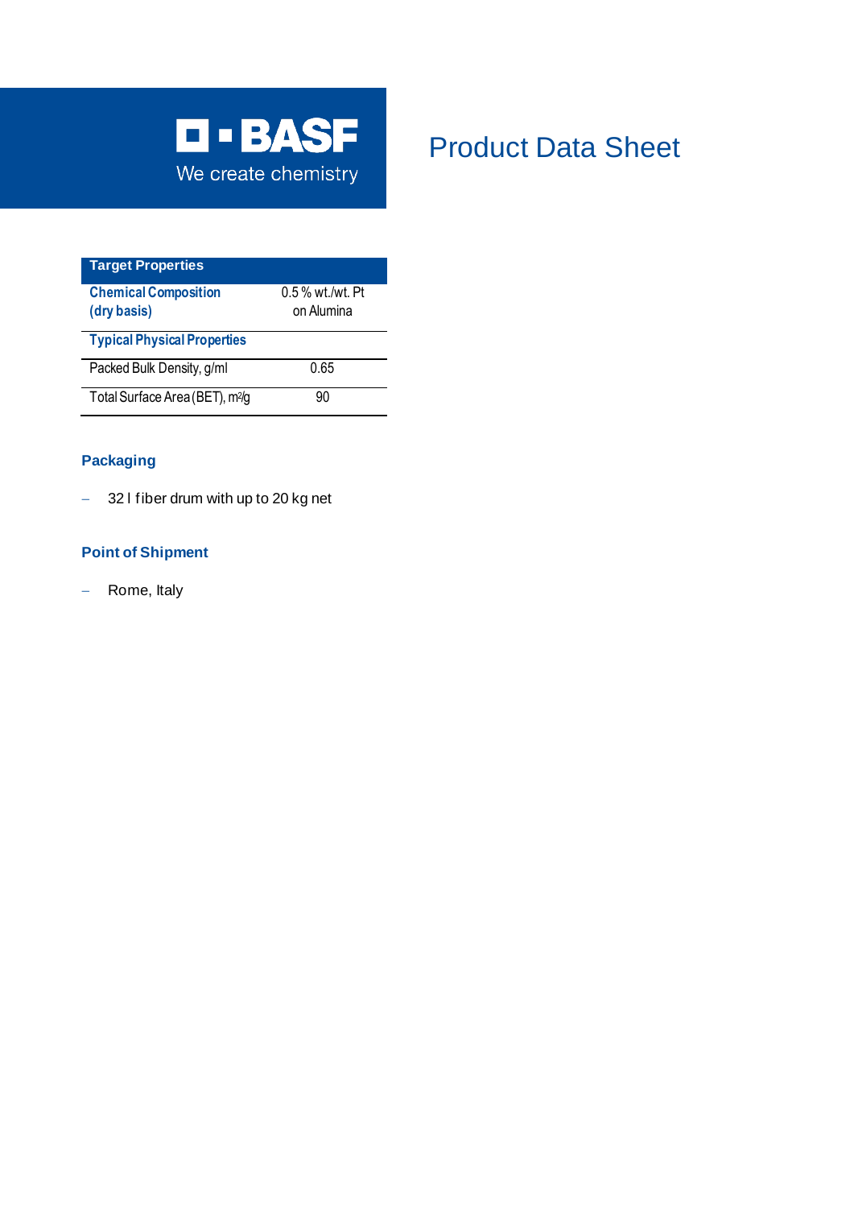BASF

We create chemistry

# Product Data Sheet

| Target Properties | |
|---|---|
| **Chemical Composition (dry basis)** | 0.5 % wt./wt. Pt on Alumina |
| **Typical Physical Properties** | |
| Packed Bulk Density, g/ml | 0.65 |
| Total Surface Area (BET), $m^2/g$ | 90 |

## Packaging

- 32 l fiber drum with up to 20 kg net

## Point of Shipment

- Rome, Italy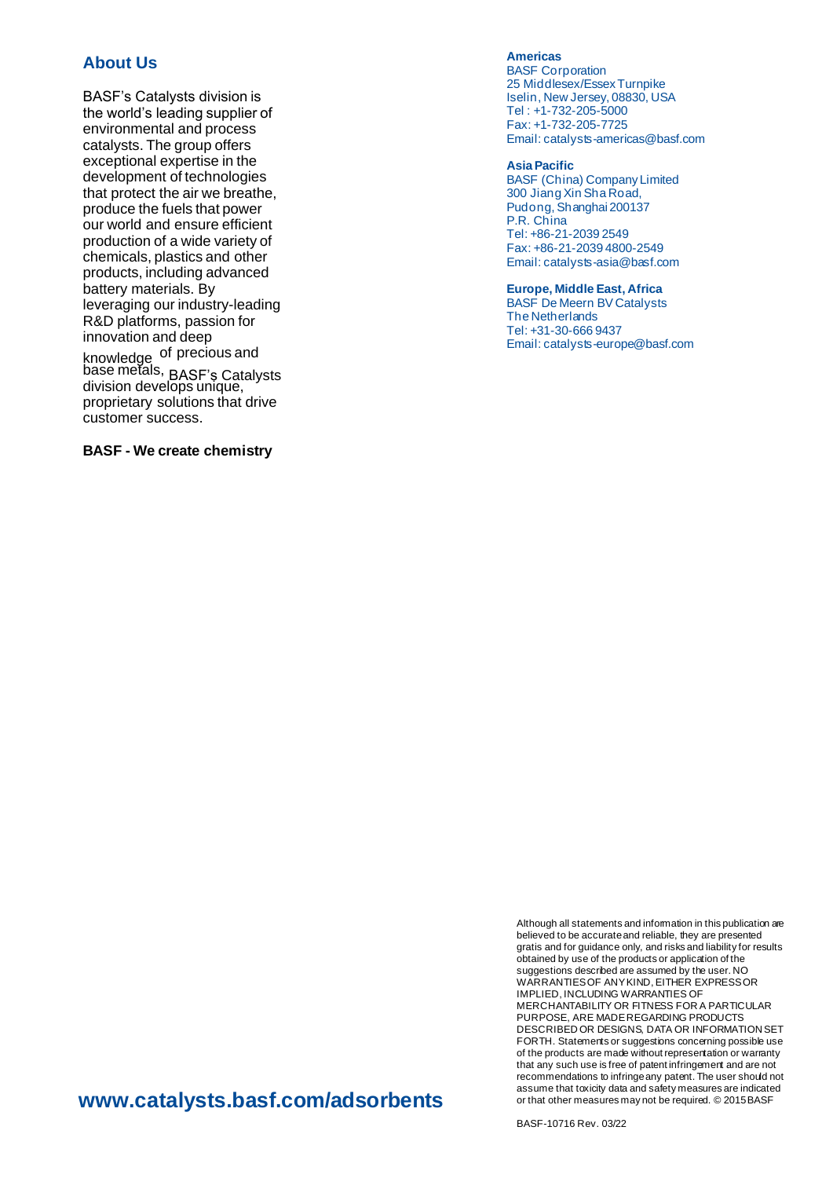## About Us

BASF's Catalysts division is the world's leading supplier of environmental and process catalysts. The group offers exceptional expertise in the development of technologies that protect the air we breathe, produce the fuels that power our world and ensure efficient production of a wide variety of chemicals, plastics and other products, including advanced battery materials. By leveraging our industry-leading R&D platforms, passion for innovation and deep knowledge of precious and base metals, BASF's Catalysts division develops unique, proprietary solutions that drive customer success.

**BASF - We create chemistry**

**Americas**
BASF Corporation
25 Middlesex/Essex Turnpike
Iselin, New Jersey, 08830, USA
Tel : +1-732-205-5000
Fax: +1-732-205-7725
Email: catalysts-americas@basf.com

**Asia Pacific**
BASF (China) Company Limited
300 Jiang Xin Sha Road,
Pudong, Shanghai 200137
P.R. China
Tel: +86-21-2039 2549
Fax: +86-21-2039 4800-2549
Email: catalysts-asia@basf.com

**Europe, Middle East, Africa**
BASF De Meern BV Catalysts
The Netherlands
Tel: +31-30-666 9437
Email: catalysts-europe@basf.com

**www.catalysts.basf.com/adsorbents**

Although all statements and information in this publication are believed to be accurate and reliable, they are presented gratis and for guidance only, and risks and liability for results obtained by use of the products or application of the suggestions described are assumed by the user. NO WARRANTIES OF ANY KIND, EITHER EXPRESS OR IMPLIED, INCLUDING WARRANTIES OF MERCHANTABILITY OR FITNESS FOR A PARTICULAR PURPOSE, ARE MADE REGARDING PRODUCTS DESCRIBED OR DESIGNS, DATA OR INFORMATION SET FORTH. Statements or suggestions concerning possible use of the products are made without representation or warranty that any such use is free of patent infringement and are not recommendations to infringe any patent. The user should not assume that toxicity data and safety measures are indicated or that other measures may not be required. © 2015 BASF

BASF-10716 Rev. 03/22